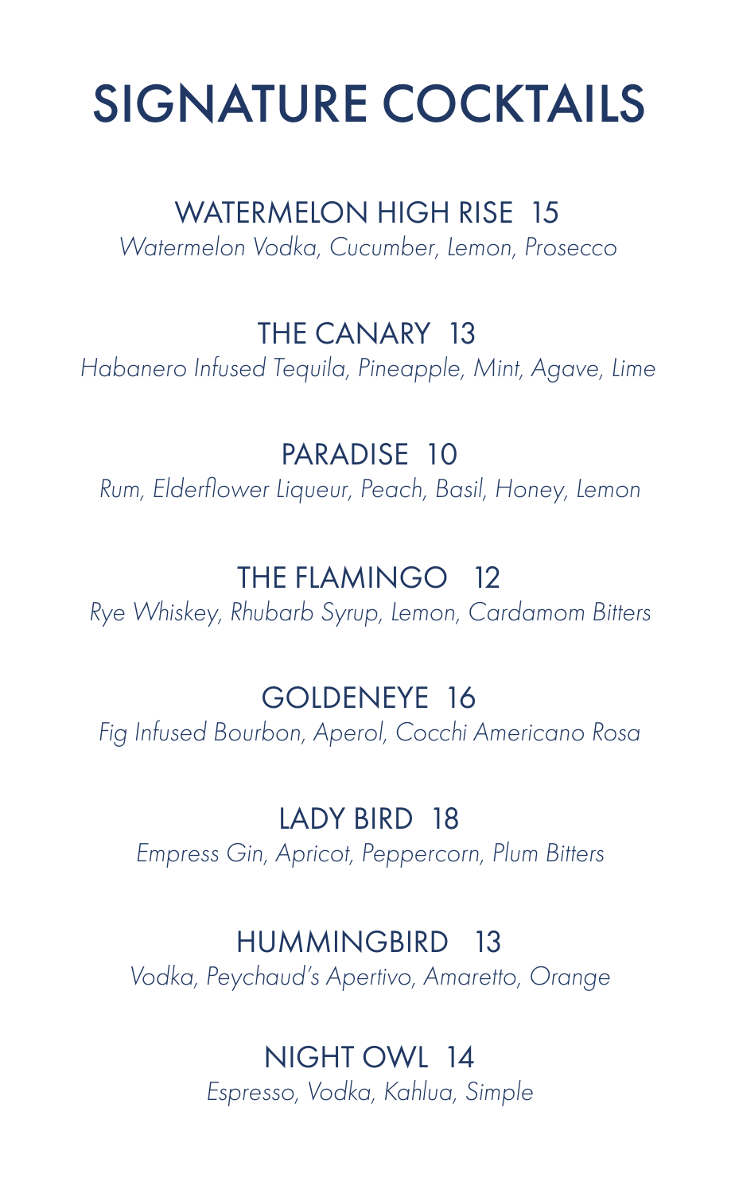# SIGNATURE COCKTAILS

## WATERMELON HIGH RISE 15
*Watermelon Vodka, Cucumber, Lemon, Prosecco*

## THE CANARY 13
*Habanero Infused Tequila, Pineapple, Mint, Agave, Lime*

## PARADISE 10
*Rum, Elderflower Liqueur, Peach, Basil, Honey, Lemon*

## THE FLAMINGO 12
*Rye Whiskey, Rhubarb Syrup, Lemon, Cardamom Bitters*

## GOLDENEYE 16
*Fig Infused Bourbon, Aperol, Cocchi Americano Rosa*

## LADY BIRD 18
*Empress Gin, Apricot, Peppercorn, Plum Bitters*

## HUMMINGBIRD 13
*Vodka, Peychaud's Apertivo, Amaretto, Orange*

## NIGHT OWL 14
*Espresso, Vodka, Kahlua, Simple*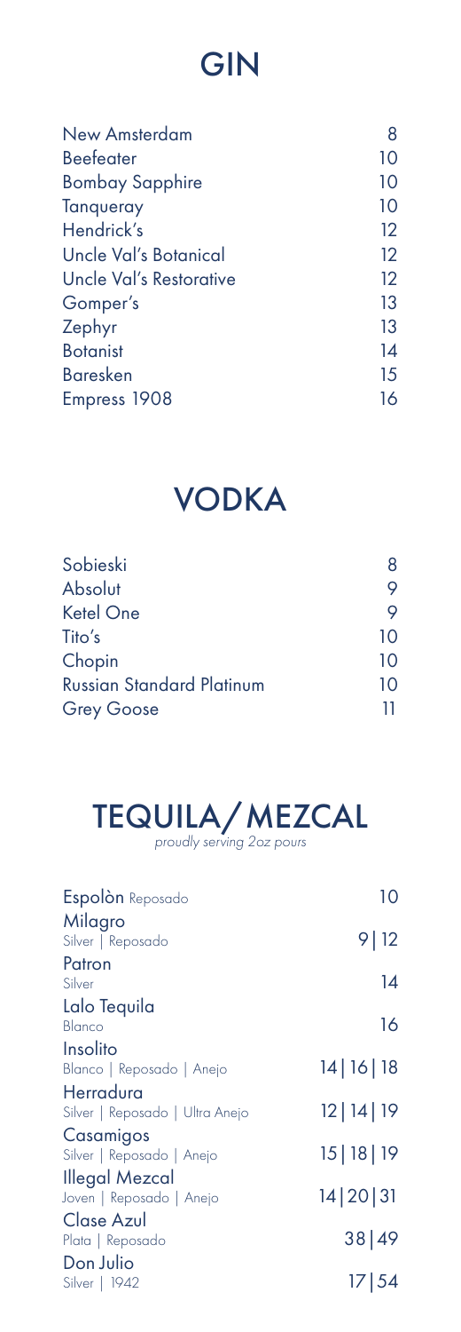# GIN

| | |
|---|---|
| New Amsterdam | 8 |
| Beefeater | 10 |
| Bombay Sapphire | 10 |
| Tanqueray | 10 |
| Hendrick's | 12 |
| Uncle Val's Botanical | 12 |
| Uncle Val's Restorative | 12 |
| Gomper's | 13 |
| Zephyr | 13 |
| Botanist | 14 |
| Baresken | 15 |
| Empress 1908 | 16 |

# VODKA

| | |
|---|---|
| Sobieski | 8 |
| Absolut | 9 |
| Ketel One | 9 |
| Tito's | 10 |
| Chopin | 10 |
| Russian Standard Platinum | 10 |
| Grey Goose | 11 |

# TEQUILA/ MEZCAL

*proudly serving 2oz pours*

| | |
|---|---|
| Espolòn Reposado | 10 |
| Milagro<br>Silver \| Reposado | 9 \| 12 |
| Patron<br>Silver | 14 |
| Lalo Tequila<br>Blanco | 16 |
| Insolito<br>Blanco \| Reposado \| Anejo | 14 \| 16 \| 18 |
| Herradura<br>Silver \| Reposado \| Ultra Anejo | 12 \| 14 \| 19 |
| Casamigos<br>Silver \| Reposado \| Anejo | 15 \| 18 \| 19 |
| Illegal Mezcal<br>Joven \| Reposado \| Anejo | 14 \| 20 \| 31 |
| Clase Azul<br>Plata \| Reposado | 38 \| 49 |
| Don Julio<br>Silver \| 1942 | 17 \| 54 |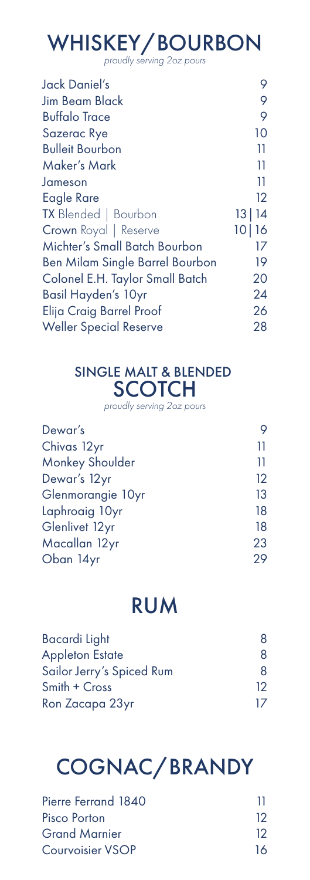# WHISKEY/BOURBON

*proudly serving 2oz pours*

| | |
|---|---|
| Jack Daniel's | 9 |
| Jim Beam Black | 9 |
| Buffalo Trace | 9 |
| Sazerac Rye | 10 |
| Bulleit Bourbon | 11 |
| Maker's Mark | 11 |
| Jameson | 11 |
| Eagle Rare | 12 |
| **TX** Blended \| Bourbon | 13 \| 14 |
| **Crown** Royal \| Reserve | 10 \| 16 |
| Michter's Small Batch Bourbon | 17 |
| Ben Milam Single Barrel Bourbon | 19 |
| Colonel E.H. Taylor Small Batch | 20 |
| Basil Hayden's 10yr | 24 |
| Elija Craig Barrel Proof | 26 |
| Weller Special Reserve | 28 |

## SINGLE MALT & BLENDED SCOTCH

*proudly serving 2oz pours*

| | |
|---|---|
| Dewar's | 9 |
| Chivas 12yr | 11 |
| Monkey Shoulder | 11 |
| Dewar's 12yr | 12 |
| Glenmorangie 10yr | 13 |
| Laphroaig 10yr | 18 |
| Glenlivet 12yr | 18 |
| Macallan 12yr | 23 |
| Oban 14yr | 29 |

# RUM

| | |
|---|---|
| Bacardi Light | 8 |
| Appleton Estate | 8 |
| Sailor Jerry's Spiced Rum | 8 |
| Smith + Cross | 12 |
| Ron Zacapa 23yr | 17 |

# COGNAC/BRANDY

| | |
|---|---|
| Pierre Ferrand 1840 | 11 |
| Pisco Porton | 12 |
| Grand Marnier | 12 |
| Courvoisier VSOP | 16 |